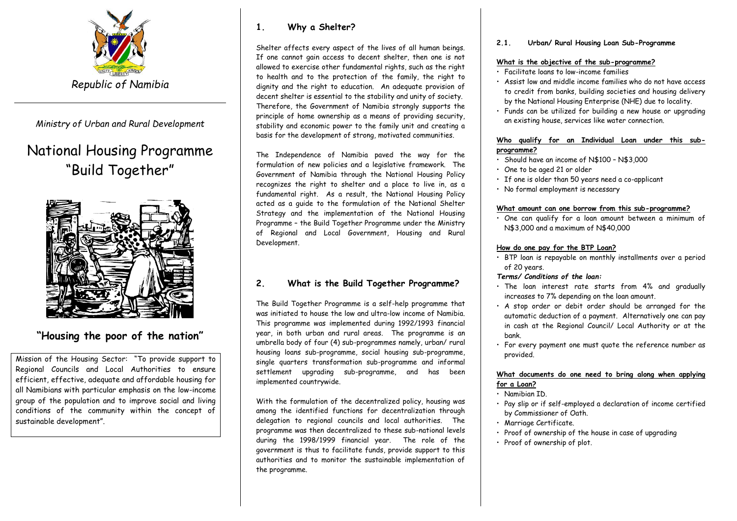Republic of Namibia

*Ministry of Urban and Rural Development*

# National Housing Programme "Build Together"

## "Housing the poor of the nation"

Mission of the Housing Sector: "To provide support to Regional Councils and Local Authorities to ensure efficient, effective, adequate and affordable housing for all Namibians with particular emphasis on the low-income group of the population and to improve social and living conditions of the community within the concept of sustainable development".

## 1. Why a Shelter?

Shelter affects every aspect of the lives of all human beings. If one cannot gain access to decent shelter, then one is not allowed to exercise other fundamental rights, such as the right to health and to the protection of the family, the right to dignity and the right to education. An adequate provision of decent shelter is essential to the stability and unity of society. Therefore, the Government of Namibia strongly supports the principle of home ownership as a means of providing security, stability and economic power to the family unit and creating a basis for the development of strong, motivated communities.

The Independence of Namibia paved the way for the formulation of new policies and a legislative framework. The Government of Namibia through the National Housing Policy recognizes the right to shelter and a place to live in, as a fundamental right. As a result, the National Housing Policy acted as a guide to the formulation of the National Shelter Strategy and the implementation of the National Housing Programme – the Build Together Programme under the Ministry of Regional and Local Government, Housing and Rural Development.

## 2. What is the Build Together Programme?

The Build Together Programme is a self-help programme that was initiated to house the low and ultra-low income of Namibia. This programme was implemented during 1992/1993 financial year, in both urban and rural areas. The programme is an umbrella body of four (4) sub-programmes namely, urban/ rural housing loans sub-programme, social housing sub-programme, single quarters transformation sub-programme and informal settlement upgrading sub-programme, and has been implemented countrywide.

With the formulation of the decentralized policy, housing was among the identified functions for decentralization through delegation to regional councils and local authorities. The programme was then decentralized to these sub-national levels during the 1998/1999 financial year. The role of the government is thus to facilitate funds, provide support to this authorities and to monitor the sustainable implementation of the programme.

### 2.1. Urban/ Rural Housing Loan Sub-Programme

**What is the objective of the sub-programme?**

- Facilitate loans to low-income families
- Assist low and middle income families who do not have access to credit from banks, building societies and housing delivery by the National Housing Enterprise (NHE) due to locality.
- Funds can be utilized for building a new house or upgrading an existing house, services like water connection.

**Who qualify for an Individual Loan under this sub-programme?**

- Should have an income of N$100 – N$3,000
- One to be aged 21 or older
- If one is older than 50 years need a co-applicant
- No formal employment is necessary

**What amount can one borrow from this sub-programme?**

- One can qualify for a loan amount between a minimum of N$3,000 and a maximum of N$40,000

**How do one pay for the BTP Loan?**

- BTP loan is repayable on monthly installments over a period of 20 years.

***Terms/ Conditions of the loan:***

- The loan interest rate starts from 4% and gradually increases to 7% depending on the loan amount.
- A stop order or debit order should be arranged for the automatic deduction of a payment. Alternatively one can pay in cash at the Regional Council/ Local Authority or at the bank.
- For every payment one must quote the reference number as provided.

**What documents do one need to bring along when applying for a Loan?**

- Namibian ID.
- Pay slip or if self-employed a declaration of income certified by Commissioner of Oath.
- Marriage Certificate.
- Proof of ownership of the house in case of upgrading
- Proof of ownership of plot.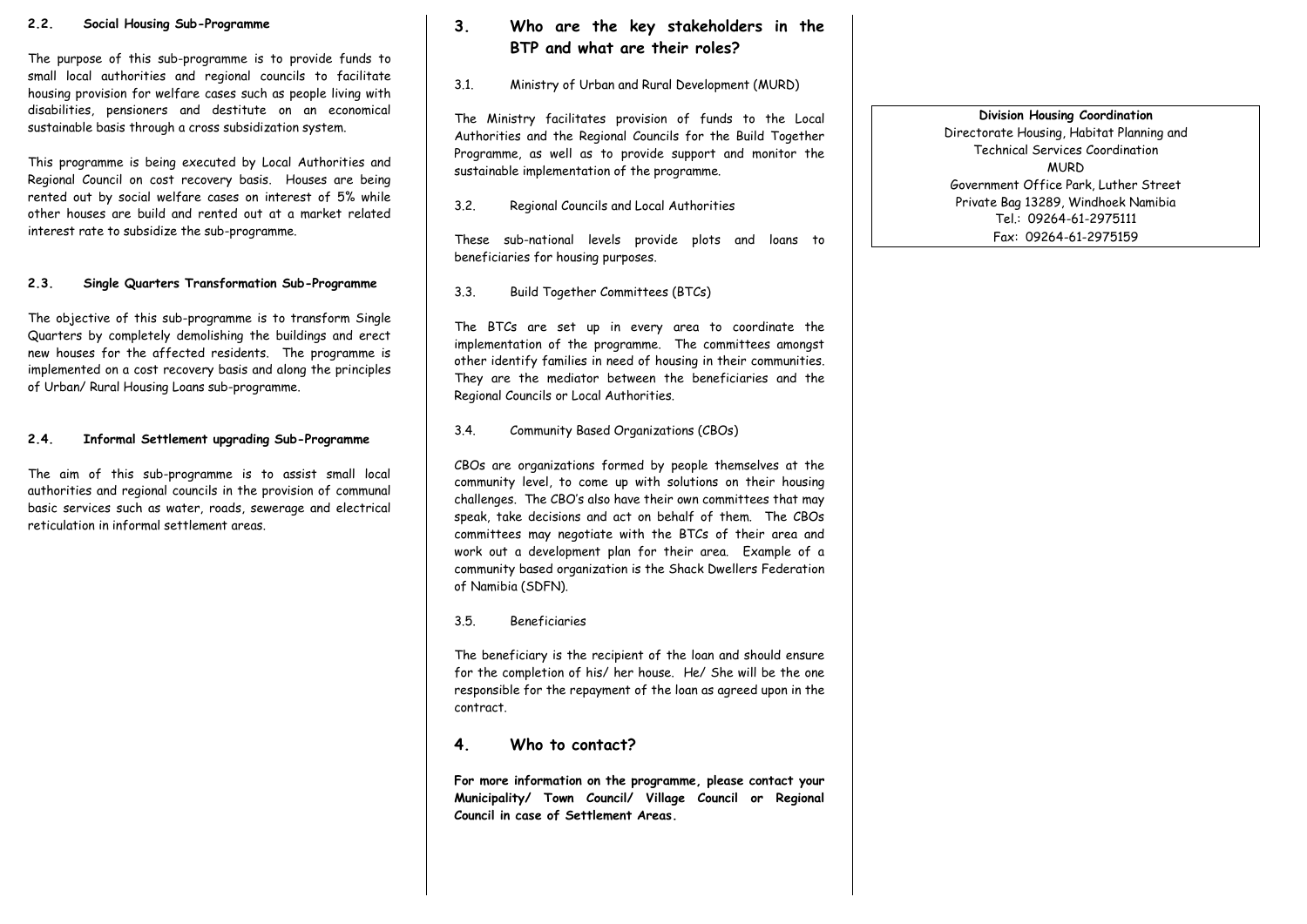### 2.2. Social Housing Sub-Programme

The purpose of this sub-programme is to provide funds to small local authorities and regional councils to facilitate housing provision for welfare cases such as people living with disabilities, pensioners and destitute on an economical sustainable basis through a cross subsidization system.

This programme is being executed by Local Authorities and Regional Council on cost recovery basis. Houses are being rented out by social welfare cases on interest of 5% while other houses are build and rented out at a market related interest rate to subsidize the sub-programme.

### 2.3. Single Quarters Transformation Sub-Programme

The objective of this sub-programme is to transform Single Quarters by completely demolishing the buildings and erect new houses for the affected residents. The programme is implemented on a cost recovery basis and along the principles of Urban/ Rural Housing Loans sub-programme.

### 2.4. Informal Settlement upgrading Sub-Programme

The aim of this sub-programme is to assist small local authorities and regional councils in the provision of communal basic services such as water, roads, sewerage and electrical reticulation in informal settlement areas.

## 3. Who are the key stakeholders in the BTP and what are their roles?

3.1. Ministry of Urban and Rural Development (MURD)

The Ministry facilitates provision of funds to the Local Authorities and the Regional Councils for the Build Together Programme, as well as to provide support and monitor the sustainable implementation of the programme.

3.2. Regional Councils and Local Authorities

These sub-national levels provide plots and loans to beneficiaries for housing purposes.

3.3. Build Together Committees (BTCs)

The BTCs are set up in every area to coordinate the implementation of the programme. The committees amongst other identify families in need of housing in their communities. They are the mediator between the beneficiaries and the Regional Councils or Local Authorities.

3.4. Community Based Organizations (CBOs)

CBOs are organizations formed by people themselves at the community level, to come up with solutions on their housing challenges. The CBO's also have their own committees that may speak, take decisions and act on behalf of them. The CBOs committees may negotiate with the BTCs of their area and work out a development plan for their area. Example of a community based organization is the Shack Dwellers Federation of Namibia (SDFN).

3.5. Beneficiaries

The beneficiary is the recipient of the loan and should ensure for the completion of his/ her house. He/ She will be the one responsible for the repayment of the loan as agreed upon in the contract.

## 4. Who to contact?

**For more information on the programme, please contact your Municipality/ Town Council/ Village Council or Regional Council in case of Settlement Areas.**

**Division Housing Coordination**
Directorate Housing, Habitat Planning and Technical Services Coordination
MURD
Government Office Park, Luther Street
Private Bag 13289, Windhoek Namibia
Tel.: 09264-61-2975111
Fax: 09264-61-2975159